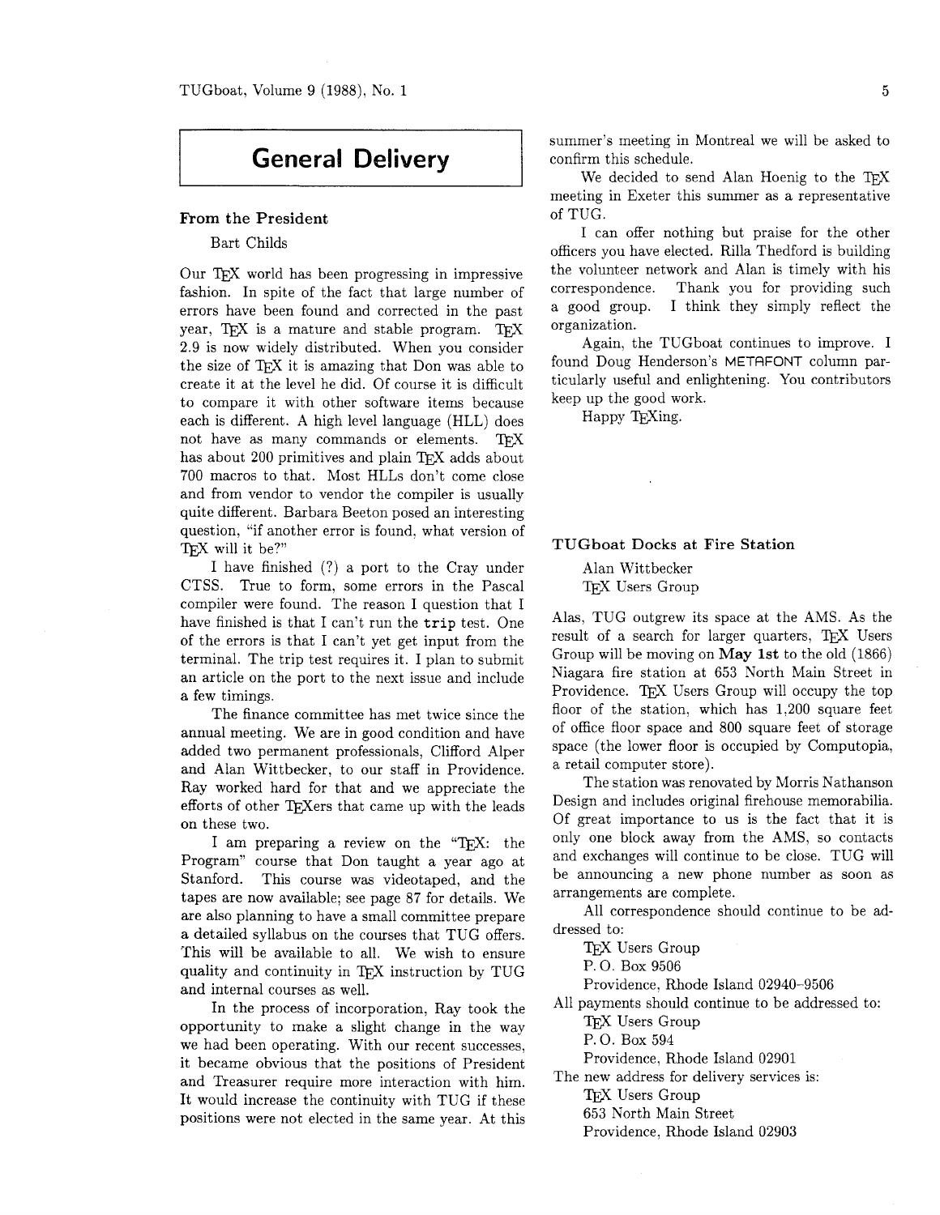# General Delivery

## From the President

Bart Childs

Our TEX world has been progressing in impressive fashion. In spite of the fact that large number of errors have been found and corrected in the past year, TEX is a mature and stable program. TEX 2.9 is now widely distributed. When you consider the size of TEX it is amazing that Don was able to create it at the level he did. Of course it is difficult to compare it with other software items because each is different. A high level language (HLL) does not have as many commands or elements. TEX has about 200 primitives and plain TEX adds about 700 macros to that. Most HLLs don't come close and from vendor to vendor the compiler is usually quite different. Barbara Beeton posed an interesting question, "if another error is found, what version of TEX will it be?"

I have finished (?) a port to the Cray under CTSS. True to form, some errors in the Pascal compiler were found. The reason I question that I have finished is that I can't run the `trip` test. One of the errors is that I can't yet get input from the terminal. The trip test requires it. I plan to submit an article on the port to the next issue and include a few timings.

The finance committee has met twice since the annual meeting. We are in good condition and have added two permanent professionals, Clifford Alper and Alan Wittbecker, to our staff in Providence. Ray worked hard for that and we appreciate the efforts of other TEXers that came up with the leads on these two.

I am preparing a review on the "TEX: the Program" course that Don taught a year ago at Stanford. This course was videotaped, and the tapes are now available; see page 87 for details. We are also planning to have a small committee prepare a detailed syllabus on the courses that TUG offers. This will be available to all. We wish to ensure quality and continuity in TEX instruction by TUG and internal courses as well.

In the process of incorporation, Ray took the opportunity to make a slight change in the way we had been operating. With our recent successes, it became obvious that the positions of President and Treasurer require more interaction with him. It would increase the continuity with TUG if these positions were not elected in the same year. At this summer's meeting in Montreal we will be asked to confirm this schedule.

We decided to send Alan Hoenig to the TEX meeting in Exeter this summer as a representative of TUG.

I can offer nothing but praise for the other officers you have elected. Rilla Thedford is building the volunteer network and Alan is timely with his correspondence. Thank you for providing such a good group. I think they simply reflect the organization.

Again, the TUGboat continues to improve. I found Doug Henderson's METAFONT column particularly useful and enlightening. You contributors keep up the good work.

Happy TEXing.

## TUGboat Docks at Fire Station

Alan Wittbecker
TEX Users Group

Alas, TUG outgrew its space at the AMS. As the result of a search for larger quarters, TEX Users Group will be moving on **May 1st** to the old (1866) Niagara fire station at 653 North Main Street in Providence. TEX Users Group will occupy the top floor of the station, which has 1,200 square feet of office floor space and 800 square feet of storage space (the lower floor is occupied by Computopia, a retail computer store).

The station was renovated by Morris Nathanson Design and includes original firehouse memorabilia. Of great importance to us is the fact that it is only one block away from the AMS, so contacts and exchanges will continue to be close. TUG will be announcing a new phone number as soon as arrangements are complete.

All correspondence should continue to be addressed to:

TEX Users Group
P. O. Box 9506
Providence, Rhode Island 02940–9506

All payments should continue to be addressed to:

TEX Users Group
P. O. Box 594
Providence, Rhode Island 02901

The new address for delivery services is:

TEX Users Group
653 North Main Street
Providence, Rhode Island 02903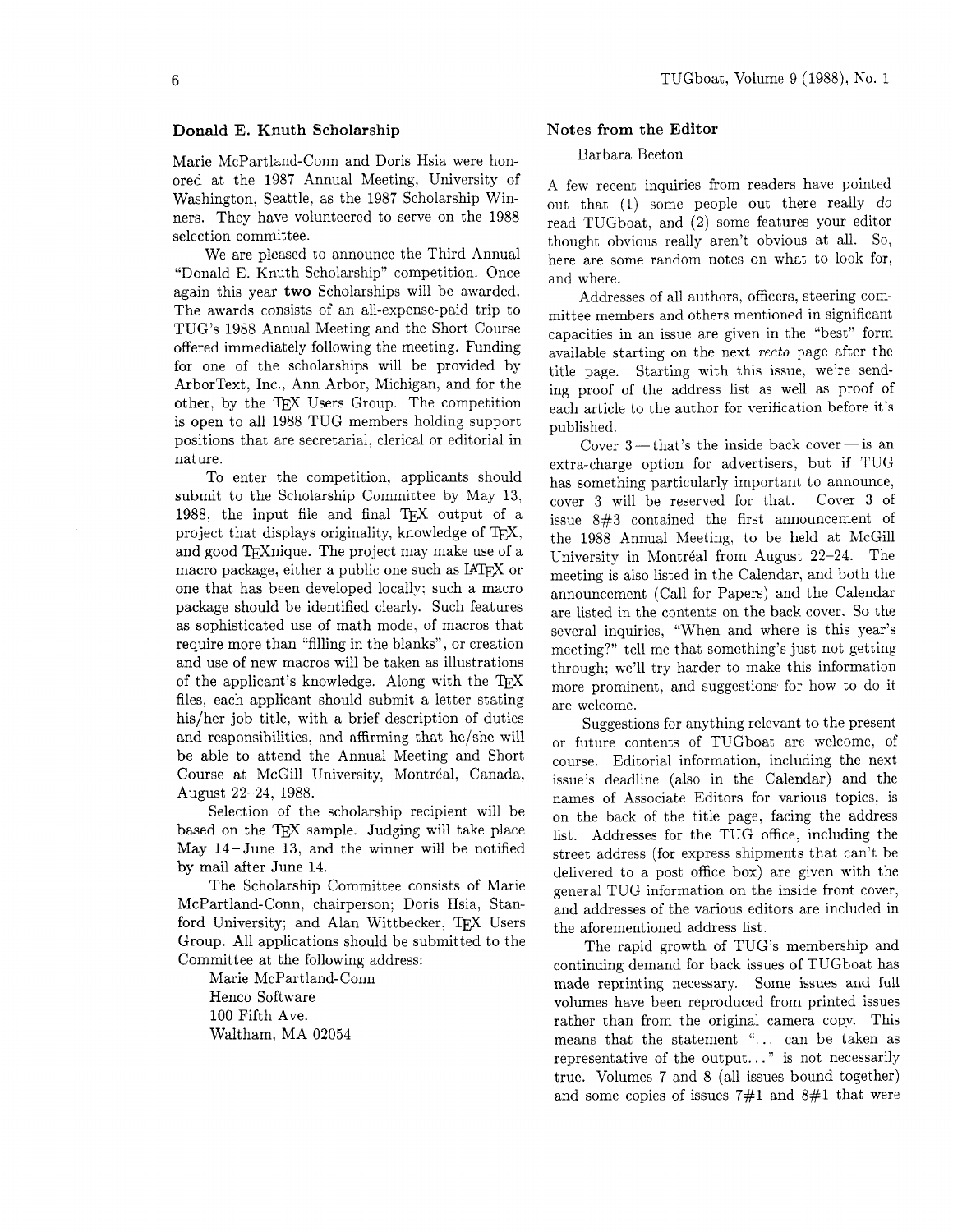## Donald E. Knuth Scholarship

Marie McPartland-Conn and Doris Hsia were honored at the 1987 Annual Meeting, University of Washington, Seattle, as the 1987 Scholarship Winners. They have volunteered to serve on the 1988 selection committee.

We are pleased to announce the Third Annual "Donald E. Knuth Scholarship" competition. Once again this year **two** Scholarships will be awarded. The awards consists of an all-expense-paid trip to TUG's 1988 Annual Meeting and the Short Course offered immediately following the meeting. Funding for one of the scholarships will be provided by ArborText, Inc., Ann Arbor, Michigan, and for the other, by the TEX Users Group. The competition is open to all 1988 TUG members holding support positions that are secretarial, clerical or editorial in nature.

To enter the competition, applicants should submit to the Scholarship Committee by May 13, 1988, the input file and final TEX output of a project that displays originality, knowledge of TEX, and good TEXnique. The project may make use of a macro package, either a public one such as LATEX or one that has been developed locally; such a macro package should be identified clearly. Such features as sophisticated use of math mode, of macros that require more than "filling in the blanks", or creation and use of new macros will be taken as illustrations of the applicant's knowledge. Along with the TEX files, each applicant should submit a letter stating his/her job title, with a brief description of duties and responsibilities, and affirming that he/she will be able to attend the Annual Meeting and Short Course at McGill University, Montréal, Canada, August 22–24, 1988.

Selection of the scholarship recipient will be based on the TEX sample. Judging will take place May 14–June 13, and the winner will be notified by mail after June 14.

The Scholarship Committee consists of Marie McPartland-Conn, chairperson; Doris Hsia, Stanford University; and Alan Wittbecker, TEX Users Group. All applications should be submitted to the Committee at the following address:

Marie McPartland-Conn
Henco Software
100 Fifth Ave.
Waltham, MA 02054

## Notes from the Editor

Barbara Beeton

A few recent inquiries from readers have pointed out that (1) some people out there really *do* read TUGboat, and (2) some features your editor thought obvious really aren't obvious at all. So, here are some random notes on what to look for, and where.

Addresses of all authors, officers, steering committee members and others mentioned in significant capacities in an issue are given in the "best" form available starting on the next *recto* page after the title page. Starting with this issue, we're sending proof of the address list as well as proof of each article to the author for verification before it's published.

Cover 3 — that's the inside back cover — is an extra-charge option for advertisers, but if TUG has something particularly important to announce, cover 3 will be reserved for that. Cover 3 of issue 8#3 contained the first announcement of the 1988 Annual Meeting, to be held at McGill University in Montréal from August 22–24. The meeting is also listed in the Calendar, and both the announcement (Call for Papers) and the Calendar are listed in the contents on the back cover. So the several inquiries, "When and where is this year's meeting?" tell me that something's just not getting through; we'll try harder to make this information more prominent, and suggestions for how to do it are welcome.

Suggestions for anything relevant to the present or future contents of TUGboat are welcome, of course. Editorial information, including the next issue's deadline (also in the Calendar) and the names of Associate Editors for various topics, is on the back of the title page, facing the address list. Addresses for the TUG office, including the street address (for express shipments that can't be delivered to a post office box) are given with the general TUG information on the inside front cover, and addresses of the various editors are included in the aforementioned address list.

The rapid growth of TUG's membership and continuing demand for back issues of TUGboat has made reprinting necessary. Some issues and full volumes have been reproduced from printed issues rather than from the original camera copy. This means that the statement "... can be taken as representative of the output..." is not necessarily true. Volumes 7 and 8 (all issues bound together) and some copies of issues 7#1 and 8#1 that were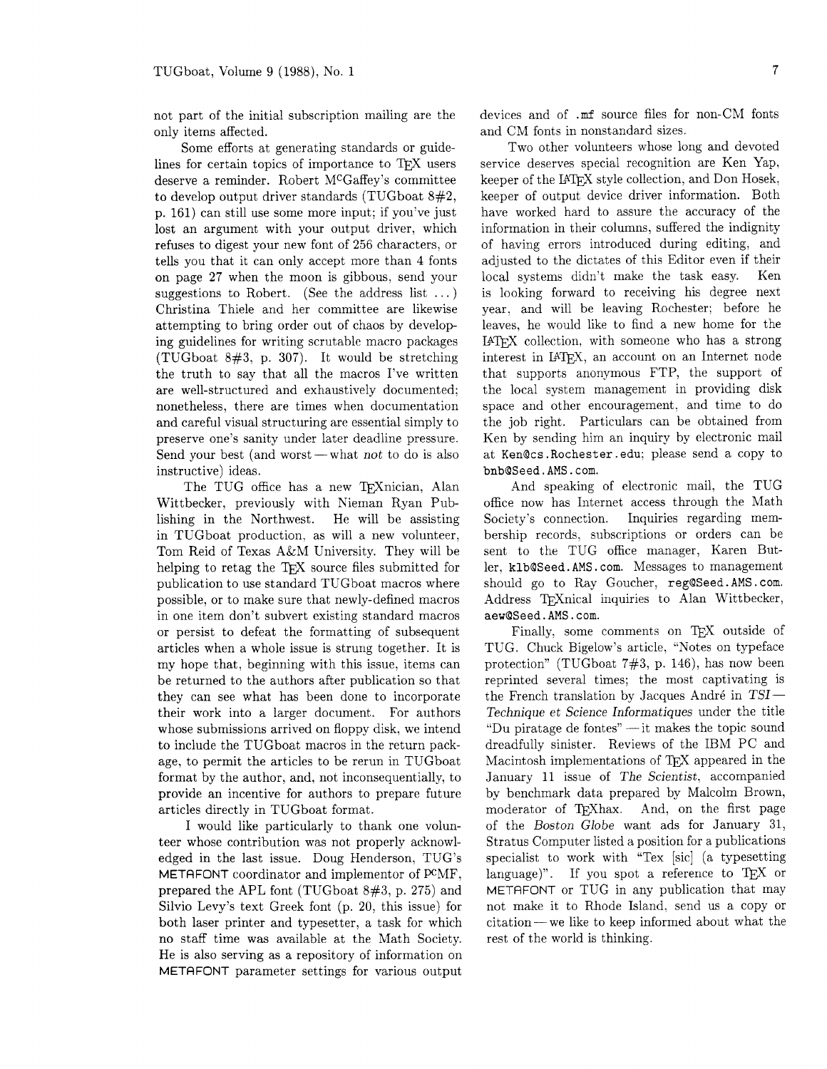not part of the initial subscription mailing are the only items affected.

Some efforts at generating standards or guidelines for certain topics of importance to TEX users deserve a reminder. Robert McGaffey's committee to develop output driver standards (TUGboat 8#2, p. 161) can still use some more input; if you've just lost an argument with your output driver, which refuses to digest your new font of 256 characters, or tells you that it can only accept more than 4 fonts on page 27 when the moon is gibbous, send your suggestions to Robert. (See the address list ...) Christina Thiele and her committee are likewise attempting to bring order out of chaos by developing guidelines for writing scrutable macro packages (TUGboat 8#3, p. 307). It would be stretching the truth to say that all the macros I've written are well-structured and exhaustively documented; nonetheless, there are times when documentation and careful visual structuring are essential simply to preserve one's sanity under later deadline pressure. Send your best (and worst — what *not* to do is also instructive) ideas.

The TUG office has a new TEXnician, Alan Wittbecker, previously with Nieman Ryan Publishing in the Northwest. He will be assisting in TUGboat production, as will a new volunteer, Tom Reid of Texas A&M University. They will be helping to retag the TEX source files submitted for publication to use standard TUGboat macros where possible, or to make sure that newly-defined macros in one item don't subvert existing standard macros or persist to defeat the formatting of subsequent articles when a whole issue is strung together. It is my hope that, beginning with this issue, items can be returned to the authors after publication so that they can see what has been done to incorporate their work into a larger document. For authors whose submissions arrived on floppy disk, we intend to include the TUGboat macros in the return package, to permit the articles to be rerun in TUGboat format by the author, and, not inconsequentially, to provide an incentive for authors to prepare future articles directly in TUGboat format.

I would like particularly to thank one volunteer whose contribution was not properly acknowledged in the last issue. Doug Henderson, TUG's METAFONT coordinator and implementor of PCMF, prepared the APL font (TUGboat 8#3, p. 275) and Silvio Levy's text Greek font (p. 20, this issue) for both laser printer and typesetter, a task for which no staff time was available at the Math Society. He is also serving as a repository of information on METAFONT parameter settings for various output devices and of `.mf` source files for non-CM fonts and CM fonts in nonstandard sizes.

Two other volunteers whose long and devoted service deserves special recognition are Ken Yap, keeper of the LATEX style collection, and Don Hosek, keeper of output device driver information. Both have worked hard to assure the accuracy of the information in their columns, suffered the indignity of having errors introduced during editing, and adjusted to the dictates of this Editor even if their local systems didn't make the task easy. Ken is looking forward to receiving his degree next year, and will be leaving Rochester; before he leaves, he would like to find a new home for the LATEX collection, with someone who has a strong interest in LATEX, an account on an Internet node that supports anonymous FTP, the support of the local system management in providing disk space and other encouragement, and time to do the job right. Particulars can be obtained from Ken by sending him an inquiry by electronic mail at `Ken@cs.Rochester.edu`; please send a copy to `bnb@Seed.AMS.com`.

And speaking of electronic mail, the TUG office now has Internet access through the Math Society's connection. Inquiries regarding membership records, subscriptions or orders can be sent to the TUG office manager, Karen Butler, `klb@Seed.AMS.com`. Messages to management should go to Ray Goucher, `reg@Seed.AMS.com`. Address TEXnical inquiries to Alan Wittbecker, `aew@Seed.AMS.com`.

Finally, some comments on TEX outside of TUG. Chuck Bigelow's article, "Notes on typeface protection" (TUGboat 7#3, p. 146), has now been reprinted several times; the most captivating is the French translation by Jacques André in *TSI — Technique et Science Informatiques* under the title "Du piratage de fontes" — it makes the topic sound dreadfully sinister. Reviews of the IBM PC and Macintosh implementations of TEX appeared in the January 11 issue of *The Scientist*, accompanied by benchmark data prepared by Malcolm Brown, moderator of TEXhax. And, on the first page of the *Boston Globe* want ads for January 31, Stratus Computer listed a position for a publications specialist to work with "Tex [sic] (a typesetting language)". If you spot a reference to TEX or METAFONT or TUG in any publication that may not make it to Rhode Island, send us a copy or citation — we like to keep informed about what the rest of the world is thinking.